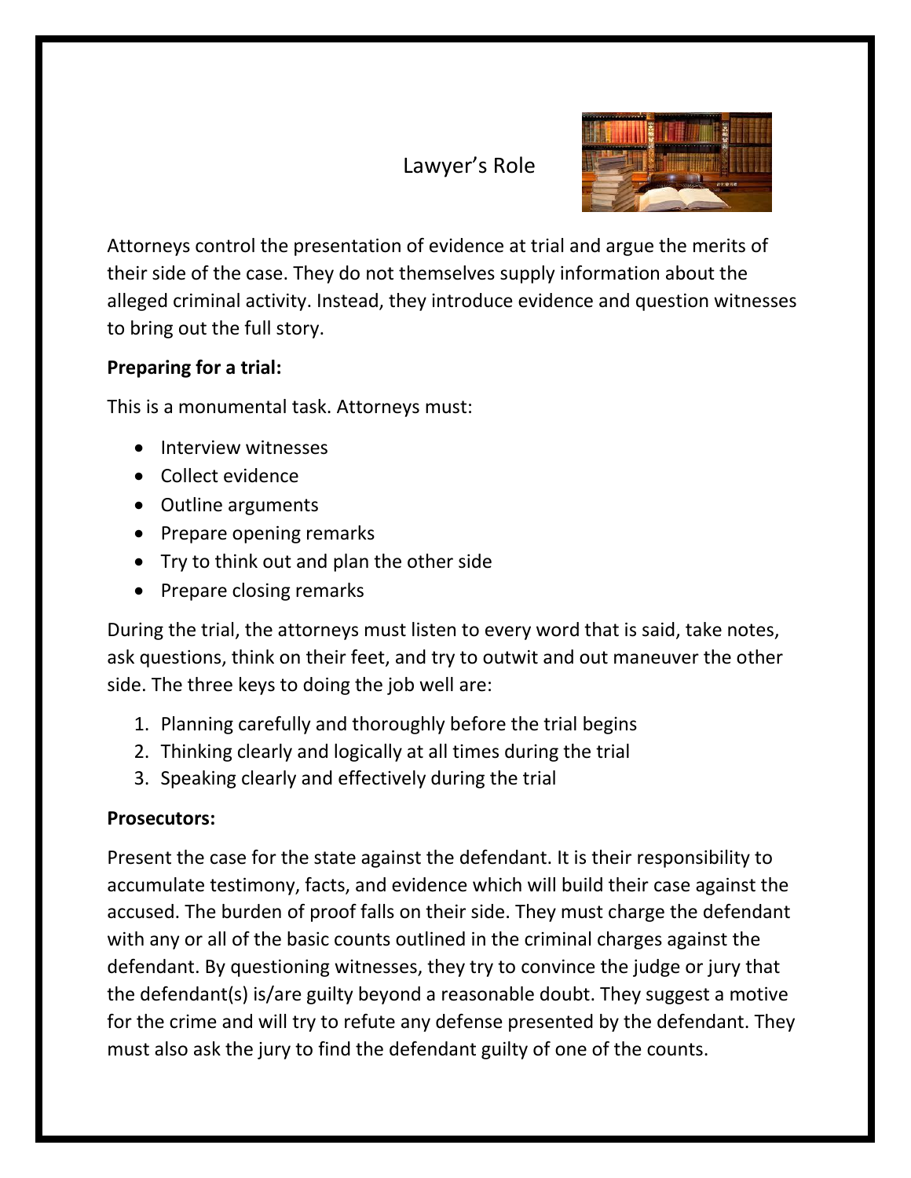# Lawyer's Role

Attorneys control the presentation of evidence at trial and argue the merits of their side of the case. They do not themselves supply information about the alleged criminal activity. Instead, they introduce evidence and question witnesses to bring out the full story.

**Preparing for a trial:**

This is a monumental task. Attorneys must:

- Interview witnesses
- Collect evidence
- Outline arguments
- Prepare opening remarks
- Try to think out and plan the other side
- Prepare closing remarks

During the trial, the attorneys must listen to every word that is said, take notes, ask questions, think on their feet, and try to outwit and out maneuver the other side. The three keys to doing the job well are:

1. Planning carefully and thoroughly before the trial begins
2. Thinking clearly and logically at all times during the trial
3. Speaking clearly and effectively during the trial

**Prosecutors:**

Present the case for the state against the defendant. It is their responsibility to accumulate testimony, facts, and evidence which will build their case against the accused. The burden of proof falls on their side. They must charge the defendant with any or all of the basic counts outlined in the criminal charges against the defendant. By questioning witnesses, they try to convince the judge or jury that the defendant(s) is/are guilty beyond a reasonable doubt. They suggest a motive for the crime and will try to refute any defense presented by the defendant. They must also ask the jury to find the defendant guilty of one of the counts.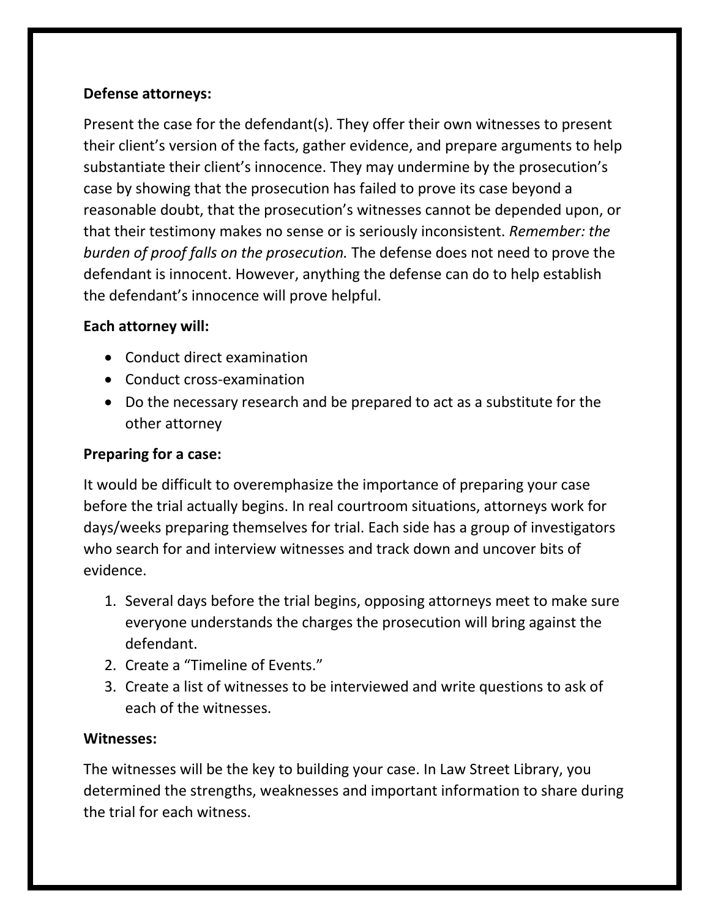**Defense attorneys:**

Present the case for the defendant(s). They offer their own witnesses to present their client's version of the facts, gather evidence, and prepare arguments to help substantiate their client's innocence. They may undermine by the prosecution's case by showing that the prosecution has failed to prove its case beyond a reasonable doubt, that the prosecution's witnesses cannot be depended upon, or that their testimony makes no sense or is seriously inconsistent. *Remember: the burden of proof falls on the prosecution.* The defense does not need to prove the defendant is innocent. However, anything the defense can do to help establish the defendant's innocence will prove helpful.

**Each attorney will:**

- Conduct direct examination
- Conduct cross-examination
- Do the necessary research and be prepared to act as a substitute for the other attorney

**Preparing for a case:**

It would be difficult to overemphasize the importance of preparing your case before the trial actually begins. In real courtroom situations, attorneys work for days/weeks preparing themselves for trial. Each side has a group of investigators who search for and interview witnesses and track down and uncover bits of evidence.

1. Several days before the trial begins, opposing attorneys meet to make sure everyone understands the charges the prosecution will bring against the defendant.
2. Create a "Timeline of Events."
3. Create a list of witnesses to be interviewed and write questions to ask of each of the witnesses.

**Witnesses:**

The witnesses will be the key to building your case. In Law Street Library, you determined the strengths, weaknesses and important information to share during the trial for each witness.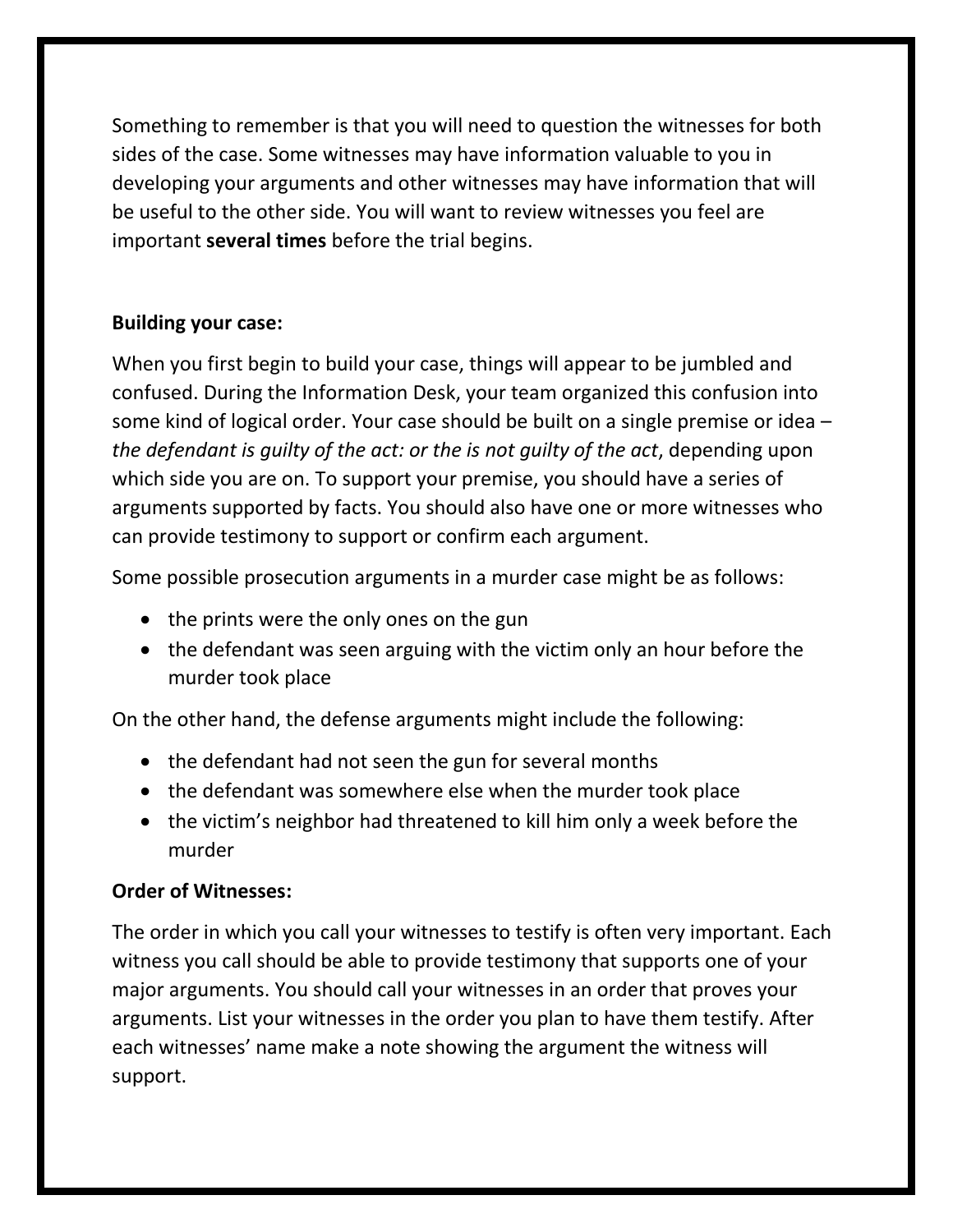Something to remember is that you will need to question the witnesses for both sides of the case. Some witnesses may have information valuable to you in developing your arguments and other witnesses may have information that will be useful to the other side. You will want to review witnesses you feel are important **several times** before the trial begins.

**Building your case:**

When you first begin to build your case, things will appear to be jumbled and confused. During the Information Desk, your team organized this confusion into some kind of logical order. Your case should be built on a single premise or idea – *the defendant is guilty of the act: or the is not guilty of the act*, depending upon which side you are on. To support your premise, you should have a series of arguments supported by facts. You should also have one or more witnesses who can provide testimony to support or confirm each argument.

Some possible prosecution arguments in a murder case might be as follows:

- the prints were the only ones on the gun
- the defendant was seen arguing with the victim only an hour before the murder took place

On the other hand, the defense arguments might include the following:

- the defendant had not seen the gun for several months
- the defendant was somewhere else when the murder took place
- the victim's neighbor had threatened to kill him only a week before the murder

**Order of Witnesses:**

The order in which you call your witnesses to testify is often very important. Each witness you call should be able to provide testimony that supports one of your major arguments. You should call your witnesses in an order that proves your arguments. List your witnesses in the order you plan to have them testify. After each witnesses' name make a note showing the argument the witness will support.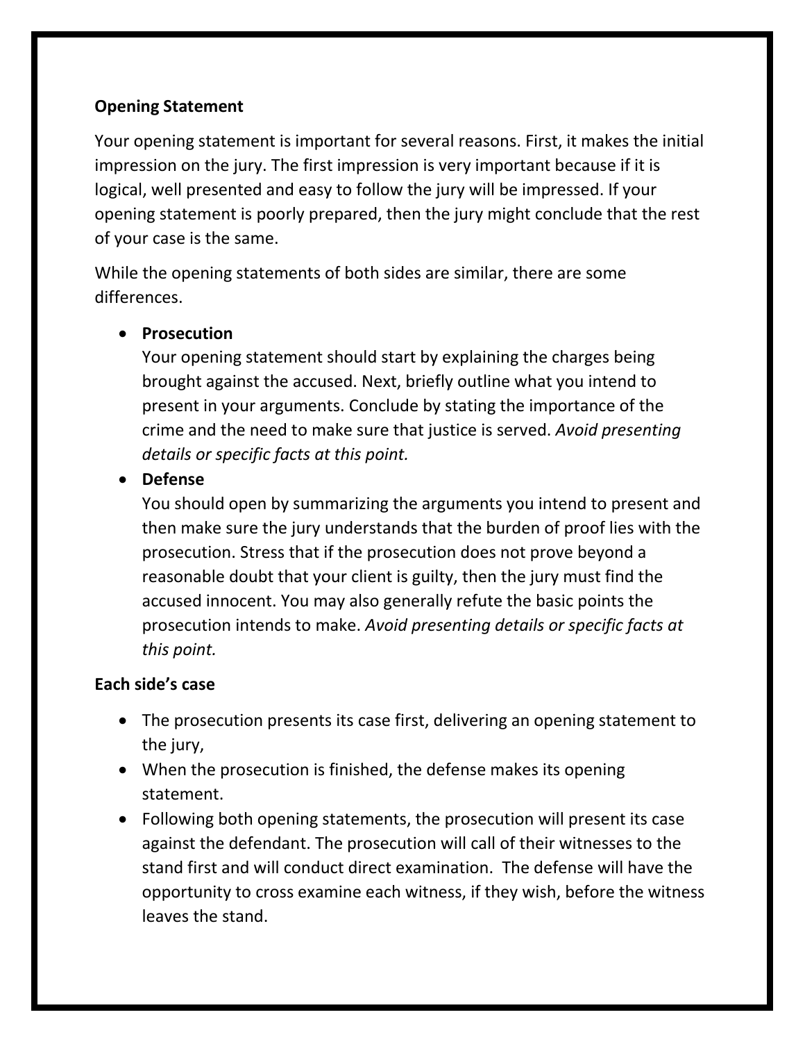**Opening Statement**

Your opening statement is important for several reasons. First, it makes the initial impression on the jury. The first impression is very important because if it is logical, well presented and easy to follow the jury will be impressed. If your opening statement is poorly prepared, then the jury might conclude that the rest of your case is the same.

While the opening statements of both sides are similar, there are some differences.

- **Prosecution**
  Your opening statement should start by explaining the charges being brought against the accused. Next, briefly outline what you intend to present in your arguments. Conclude by stating the importance of the crime and the need to make sure that justice is served. *Avoid presenting details or specific facts at this point.*
- **Defense**
  You should open by summarizing the arguments you intend to present and then make sure the jury understands that the burden of proof lies with the prosecution. Stress that if the prosecution does not prove beyond a reasonable doubt that your client is guilty, then the jury must find the accused innocent. You may also generally refute the basic points the prosecution intends to make. *Avoid presenting details or specific facts at this point.*

**Each side's case**

- The prosecution presents its case first, delivering an opening statement to the jury,
- When the prosecution is finished, the defense makes its opening statement.
- Following both opening statements, the prosecution will present its case against the defendant. The prosecution will call of their witnesses to the stand first and will conduct direct examination. The defense will have the opportunity to cross examine each witness, if they wish, before the witness leaves the stand.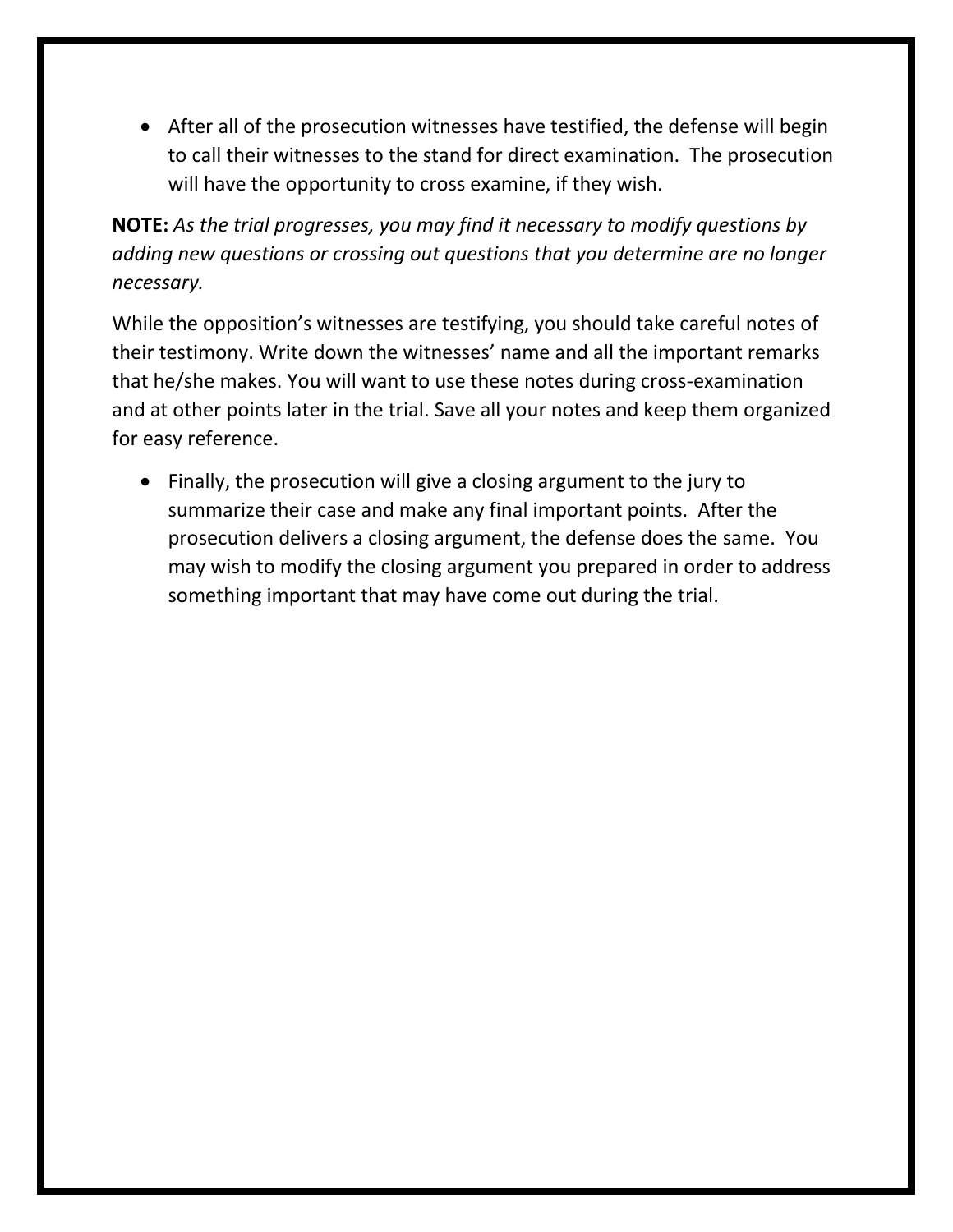- After all of the prosecution witnesses have testified, the defense will begin to call their witnesses to the stand for direct examination. The prosecution will have the opportunity to cross examine, if they wish.

**NOTE:** *As the trial progresses, you may find it necessary to modify questions by adding new questions or crossing out questions that you determine are no longer necessary.*

While the opposition's witnesses are testifying, you should take careful notes of their testimony. Write down the witnesses' name and all the important remarks that he/she makes. You will want to use these notes during cross-examination and at other points later in the trial. Save all your notes and keep them organized for easy reference.

- Finally, the prosecution will give a closing argument to the jury to summarize their case and make any final important points. After the prosecution delivers a closing argument, the defense does the same. You may wish to modify the closing argument you prepared in order to address something important that may have come out during the trial.